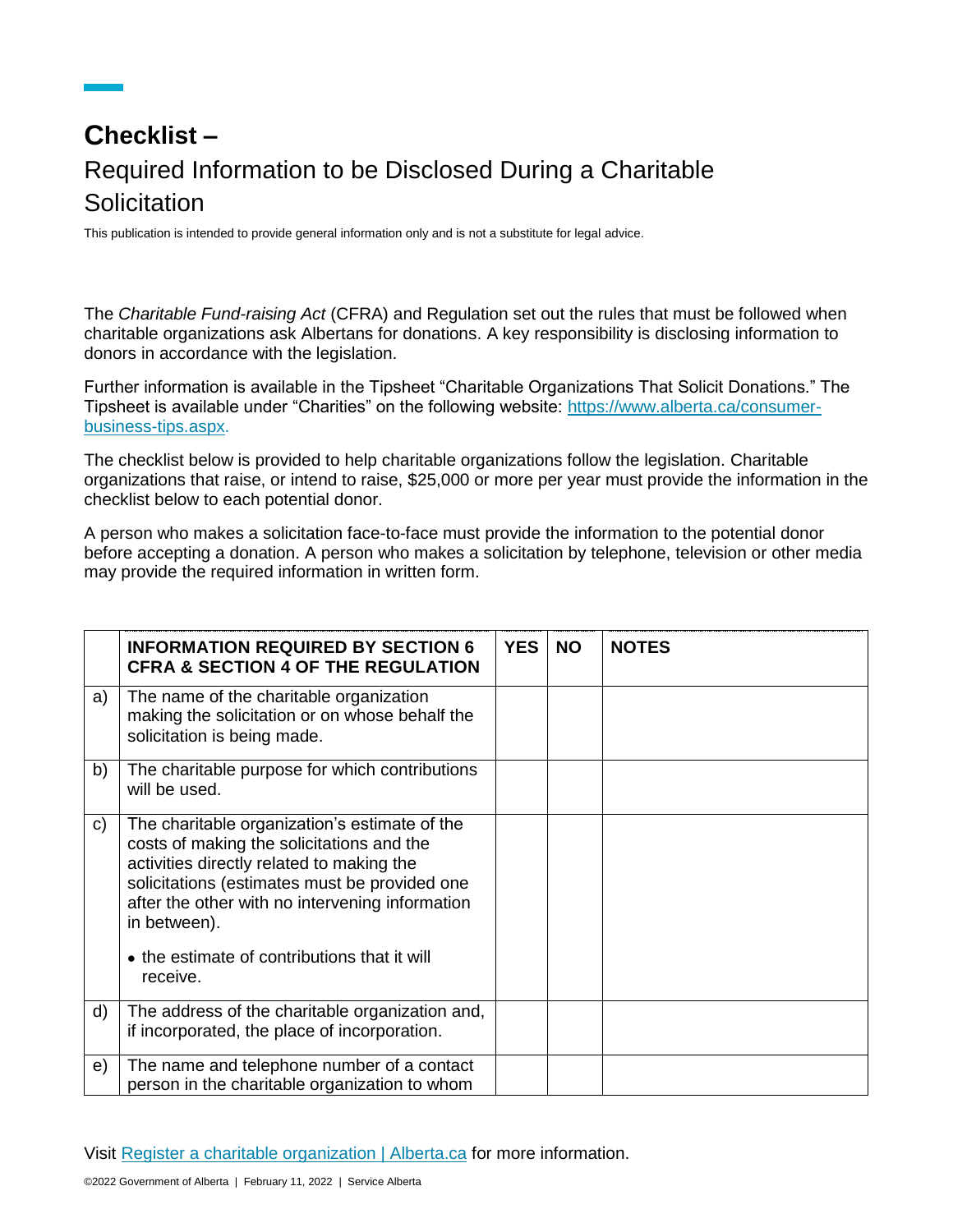# Checklist –

## Required Information to be Disclosed During a Charitable Solicitation

This publication is intended to provide general information only and is not a substitute for legal advice.

The *Charitable Fund-raising Act* (CFRA) and Regulation set out the rules that must be followed when charitable organizations ask Albertans for donations. A key responsibility is disclosing information to donors in accordance with the legislation.

Further information is available in the Tipsheet "Charitable Organizations That Solicit Donations." The Tipsheet is available under "Charities" on the following website: [https://www.alberta.ca/consumer-business-tips.aspx](https://www.alberta.ca/consumer-business-tips.aspx).

The checklist below is provided to help charitable organizations follow the legislation. Charitable organizations that raise, or intend to raise, $25,000 or more per year must provide the information in the checklist below to each potential donor.

A person who makes a solicitation face-to-face must provide the information to the potential donor before accepting a donation. A person who makes a solicitation by telephone, television or other media may provide the required information in written form.

| | **INFORMATION REQUIRED BY SECTION 6 CFRA & SECTION 4 OF THE REGULATION** | **YES** | **NO** | **NOTES** |
|---|---|---|---|---|
| a) | The name of the charitable organization making the solicitation or on whose behalf the solicitation is being made. | | | |
| b) | The charitable purpose for which contributions will be used. | | | |
| c) | The charitable organization's estimate of the costs of making the solicitations and the activities directly related to making the solicitations (estimates must be provided one after the other with no intervening information in between).<br>• the estimate of contributions that it will receive. | | | |
| d) | The address of the charitable organization and, if incorporated, the place of incorporation. | | | |
| e) | The name and telephone number of a contact person in the charitable organization to whom | | | |

Visit [Register a charitable organization | Alberta.ca](https://www.alberta.ca) for more information.

©2022 Government of Alberta | February 11, 2022 | Service Alberta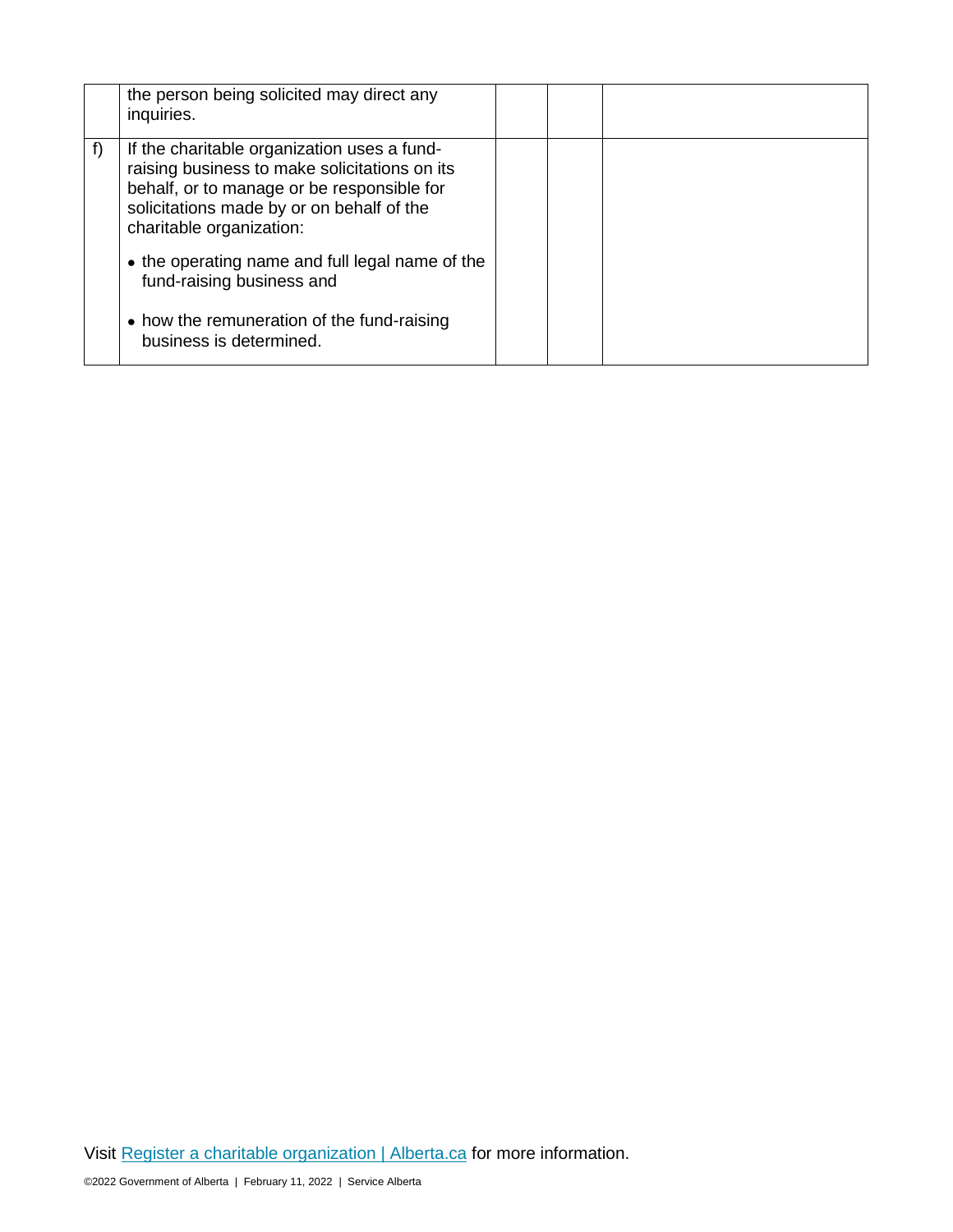| | | | | |
|---|---|---|---|---|
| | the person being solicited may direct any inquiries. | | | |
| f) | If the charitable organization uses a fund-raising business to make solicitations on its behalf, or to manage or be responsible for solicitations made by or on behalf of the charitable organization:<br><br>• the operating name and full legal name of the fund-raising business and<br><br>• how the remuneration of the fund-raising business is determined. | | | |

Visit [Register a charitable organization | Alberta.ca] for more information.

©2022 Government of Alberta | February 11, 2022 | Service Alberta